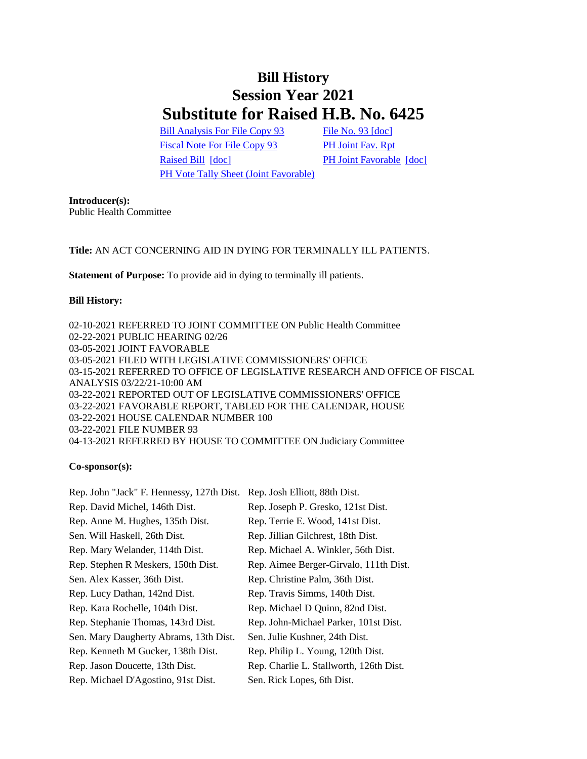# Bill History
# Session Year 2021
# Substitute for Raised H.B. No. 6425

| | |
|---|---|
| Bill Analysis For File Copy 93 | File No. 93 [doc] |
| Fiscal Note For File Copy 93 | PH Joint Fav. Rpt |
| Raised Bill [doc] | PH Joint Favorable [doc] |
| PH Vote Tally Sheet (Joint Favorable) | |

**Introducer(s):**
Public Health Committee

**Title:** AN ACT CONCERNING AID IN DYING FOR TERMINALLY ILL PATIENTS.

**Statement of Purpose:** To provide aid in dying to terminally ill patients.

**Bill History:**

02-10-2021 REFERRED TO JOINT COMMITTEE ON Public Health Committee
02-22-2021 PUBLIC HEARING 02/26
03-05-2021 JOINT FAVORABLE
03-05-2021 FILED WITH LEGISLATIVE COMMISSIONERS' OFFICE
03-15-2021 REFERRED TO OFFICE OF LEGISLATIVE RESEARCH AND OFFICE OF FISCAL ANALYSIS 03/22/21-10:00 AM
03-22-2021 REPORTED OUT OF LEGISLATIVE COMMISSIONERS' OFFICE
03-22-2021 FAVORABLE REPORT, TABLED FOR THE CALENDAR, HOUSE
03-22-2021 HOUSE CALENDAR NUMBER 100
03-22-2021 FILE NUMBER 93
04-13-2021 REFERRED BY HOUSE TO COMMITTEE ON Judiciary Committee

**Co-sponsor(s):**

| | |
|---|---|
| Rep. John "Jack" F. Hennessy, 127th Dist. | Rep. Josh Elliott, 88th Dist. |
| Rep. David Michel, 146th Dist. | Rep. Joseph P. Gresko, 121st Dist. |
| Rep. Anne M. Hughes, 135th Dist. | Rep. Terrie E. Wood, 141st Dist. |
| Sen. Will Haskell, 26th Dist. | Rep. Jillian Gilchrest, 18th Dist. |
| Rep. Mary Welander, 114th Dist. | Rep. Michael A. Winkler, 56th Dist. |
| Rep. Stephen R Meskers, 150th Dist. | Rep. Aimee Berger-Girvalo, 111th Dist. |
| Sen. Alex Kasser, 36th Dist. | Rep. Christine Palm, 36th Dist. |
| Rep. Lucy Dathan, 142nd Dist. | Rep. Travis Simms, 140th Dist. |
| Rep. Kara Rochelle, 104th Dist. | Rep. Michael D Quinn, 82nd Dist. |
| Rep. Stephanie Thomas, 143rd Dist. | Rep. John-Michael Parker, 101st Dist. |
| Sen. Mary Daugherty Abrams, 13th Dist. | Sen. Julie Kushner, 24th Dist. |
| Rep. Kenneth M Gucker, 138th Dist. | Rep. Philip L. Young, 120th Dist. |
| Rep. Jason Doucette, 13th Dist. | Rep. Charlie L. Stallworth, 126th Dist. |
| Rep. Michael D'Agostino, 91st Dist. | Sen. Rick Lopes, 6th Dist. |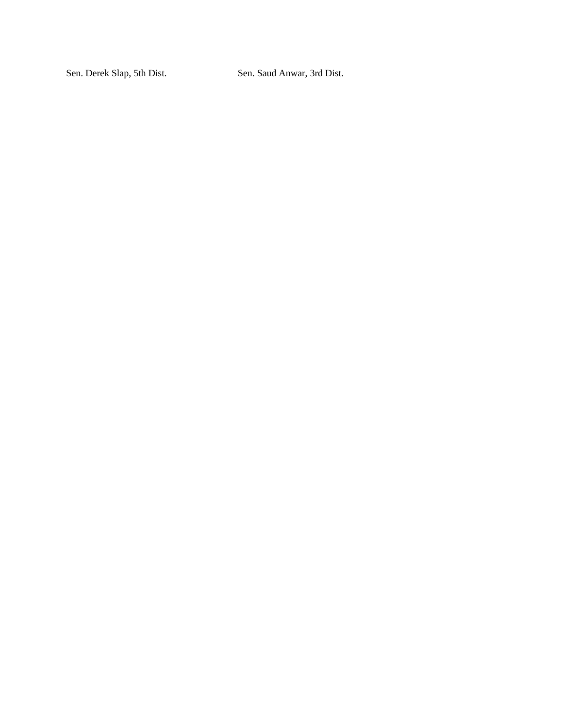Sen. Derek Slap, 5th Dist.

Sen. Saud Anwar, 3rd Dist.